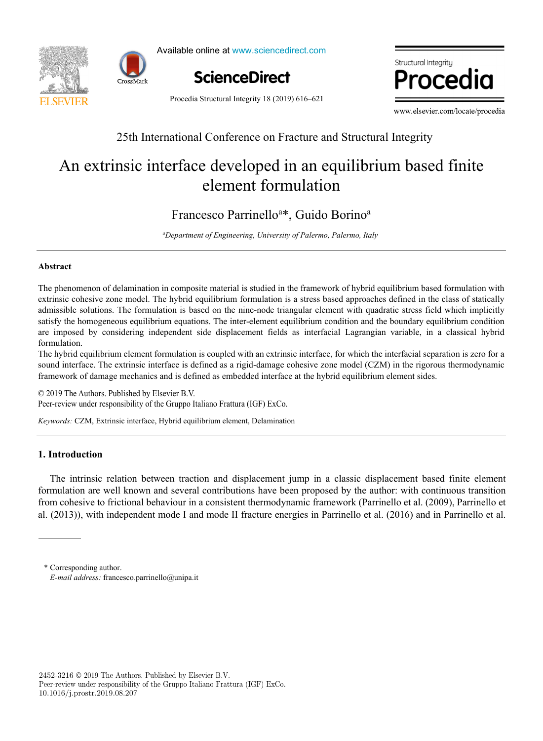25th International Conference on Fracture and Structural Integrity

# An extrinsic interface developed in an equilibrium based finite element formulation

Francesco Parrinello[a]*, Guido Borino[a]

[a]*Department of Engineering, University of Palermo, Palermo, Italy*

---

### Abstract

The phenomenon of delamination in composite material is studied in the framework of hybrid equilibrium based formulation with extrinsic cohesive zone model. The hybrid equilibrium formulation is a stress based approaches defined in the class of statically admissible solutions. The formulation is based on the nine-node triangular element with quadratic stress field which implicitly satisfy the homogeneous equilibrium equations. The inter-element equilibrium condition and the boundary equilibrium condition are imposed by considering independent side displacement fields as interfacial Lagrangian variable, in a classical hybrid formulation.

The hybrid equilibrium element formulation is coupled with an extrinsic interface, for which the interfacial separation is zero for a sound interface. The extrinsic interface is defined as a rigid-damage cohesive zone model (CZM) in the rigorous thermodynamic framework of damage mechanics and is defined as embedded interface at the hybrid equilibrium element sides.

© 2019 The Authors. Published by Elsevier B.V.
Peer-review under responsibility of the Gruppo Italiano Frattura (IGF) ExCo.

*Keywords:* CZM, Extrinsic interface, Hybrid equilibrium element, Delamination

---

## 1. Introduction

The intrinsic relation between traction and displacement jump in a classic displacement based finite element formulation are well known and several contributions have been proposed by the author: with continuous transition from cohesive to frictional behaviour in a consistent thermodynamic framework (Parrinello et al. (2009), Parrinello et al. (2013)), with independent mode I and mode II fracture energies in Parrinello et al. (2016) and in Parrinello et al.

---

\* Corresponding author.
*E-mail address:* francesco.parrinello@unipa.it

2452-3216 © 2019 The Authors. Published by Elsevier B.V.
Peer-review under responsibility of the Gruppo Italiano Frattura (IGF) ExCo.
10.1016/j.prostr.2019.08.207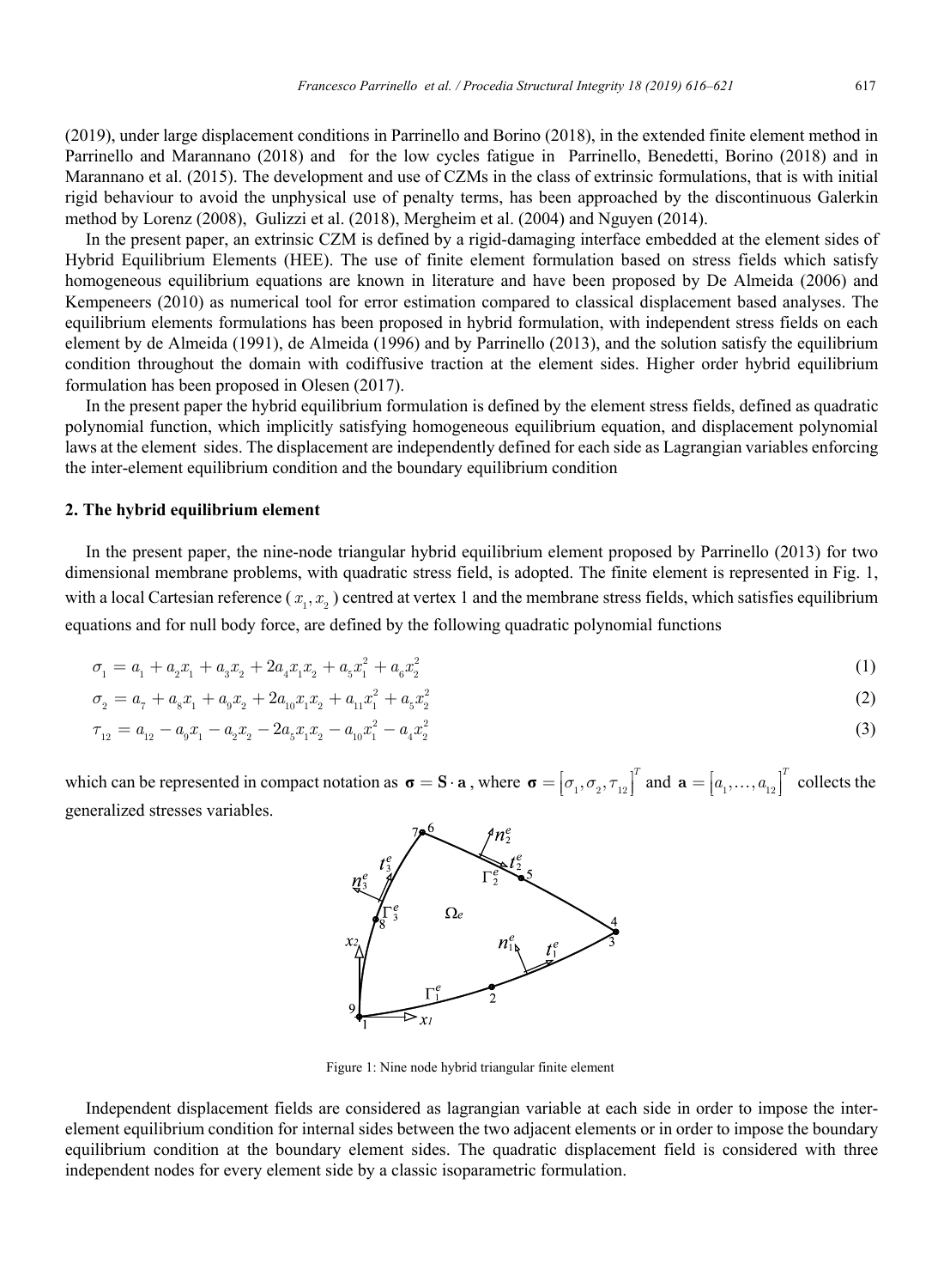(2019), under large displacement conditions in Parrinello and Borino (2018), in the extended finite element method in Parrinello and Marannano (2018) and for the low cycles fatigue in Parrinello, Benedetti, Borino (2018) and in Marannano et al. (2015). The development and use of CZMs in the class of extrinsic formulations, that is with initial rigid behaviour to avoid the unphysical use of penalty terms, has been approached by the discontinuous Galerkin method by Lorenz (2008), Gulizzi et al. (2018), Mergheim et al. (2004) and Nguyen (2014).

In the present paper, an extrinsic CZM is defined by a rigid-damaging interface embedded at the element sides of Hybrid Equilibrium Elements (HEE). The use of finite element formulation based on stress fields which satisfy homogeneous equilibrium equations are known in literature and have been proposed by De Almeida (2006) and Kempeneers (2010) as numerical tool for error estimation compared to classical displacement based analyses. The equilibrium elements formulations has been proposed in hybrid formulation, with independent stress fields on each element by de Almeida (1991), de Almeida (1996) and by Parrinello (2013), and the solution satisfy the equilibrium condition throughout the domain with codiffusive traction at the element sides. Higher order hybrid equilibrium formulation has been proposed in Olesen (2017).

In the present paper the hybrid equilibrium formulation is defined by the element stress fields, defined as quadratic polynomial function, which implicitly satisfying homogeneous equilibrium equation, and displacement polynomial laws at the element sides. The displacement are independently defined for each side as Lagrangian variables enforcing the inter-element equilibrium condition and the boundary equilibrium condition

## 2. The hybrid equilibrium element

In the present paper, the nine-node triangular hybrid equilibrium element proposed by Parrinello (2013) for two dimensional membrane problems, with quadratic stress field, is adopted. The finite element is represented in Fig. 1, with a local Cartesian reference ( $x_1, x_2$ ) centred at vertex 1 and the membrane stress fields, which satisfies equilibrium equations and for null body force, are defined by the following quadratic polynomial functions

$$\sigma_1 = a_1 + a_2 x_1 + a_3 x_2 + 2a_4 x_1 x_2 + a_5 x_1^2 + a_6 x_2^2 \tag{1}$$

$$\sigma_2 = a_7 + a_8 x_1 + a_9 x_2 + 2a_{10} x_1 x_2 + a_{11} x_1^2 + a_5 x_2^2 \tag{2}$$

$$\tau_{12} = a_{12} - a_9 x_1 - a_2 x_2 - 2a_5 x_1 x_2 - a_{10} x_1^2 - a_4 x_2^2 \tag{3}$$

which can be represented in compact notation as $\boldsymbol{\sigma} = \mathbf{S} \cdot \mathbf{a}$, where $\boldsymbol{\sigma} = \left[\sigma_1, \sigma_2, \tau_{12}\right]^T$ and $\mathbf{a} = \left[a_1, \ldots, a_{12}\right]^T$ collects the generalized stresses variables.

Figure 1: Nine node hybrid triangular finite element

Independent displacement fields are considered as lagrangian variable at each side in order to impose the inter-element equilibrium condition for internal sides between the two adjacent elements or in order to impose the boundary equilibrium condition at the boundary element sides. The quadratic displacement field is considered with three independent nodes for every element side by a classic isoparametric formulation.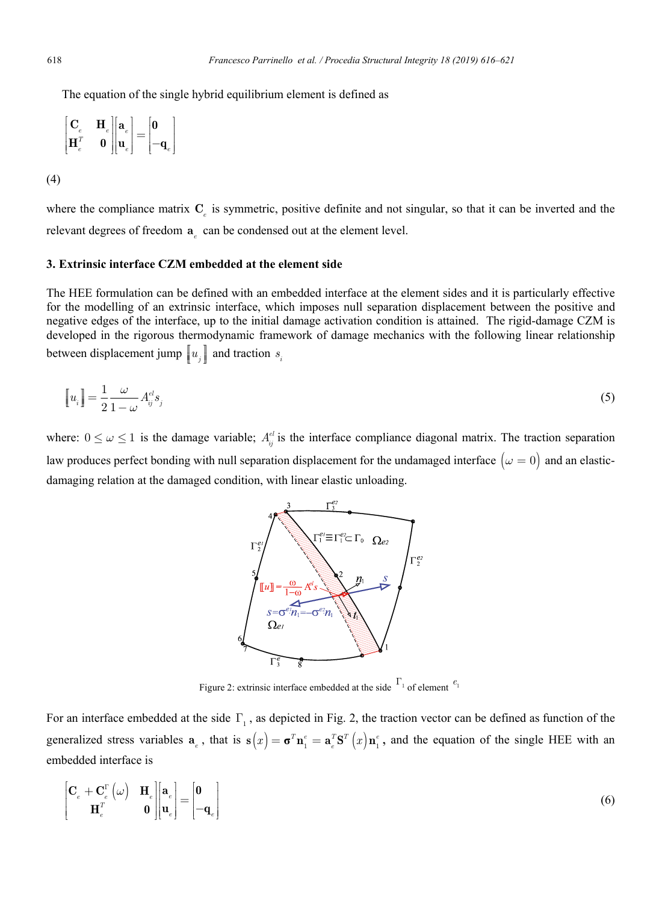The equation of the single hybrid equilibrium element is defined as

$$\begin{bmatrix} \mathbf{C}_e & \mathbf{H}_e \\ \mathbf{H}_e^T & \mathbf{0} \end{bmatrix} \begin{bmatrix} \mathbf{a}_e \\ \mathbf{u}_e \end{bmatrix} = \begin{bmatrix} \mathbf{0} \\ -\mathbf{q}_e \end{bmatrix}$$

(4)

where the compliance matrix $\mathbf{C}_e$ is symmetric, positive definite and not singular, so that it can be inverted and the relevant degrees of freedom $\mathbf{a}_e$ can be condensed out at the element level.

## 3. Extrinsic interface CZM embedded at the element side

The HEE formulation can be defined with an embedded interface at the element sides and it is particularly effective for the modelling of an extrinsic interface, which imposes null separation displacement between the positive and negative edges of the interface, up to the initial damage activation condition is attained. The rigid-damage CZM is developed in the rigorous thermodynamic framework of damage mechanics with the following linear relationship between displacement jump $[\![u_j]\!]$ and traction $s_i$

$$[\![u_i]\!] = \frac{1}{2}\frac{\omega}{1-\omega} A_{ij}^{el} s_j \tag{5}$$

where: $0 \leq \omega \leq 1$ is the damage variable; $A_{ij}^{el}$ is the interface compliance diagonal matrix. The traction separation law produces perfect bonding with null separation displacement for the undamaged interface $(\omega = 0)$ and an elastic-damaging relation at the damaged condition, with linear elastic unloading.

Figure 2: extrinsic interface embedded at the side $\Gamma_1$ of element $e_1$

For an interface embedded at the side $\Gamma_1$, as depicted in Fig. 2, the traction vector can be defined as function of the generalized stress variables $\mathbf{a}_e$, that is $\mathbf{s}(x) = \boldsymbol{\sigma}^T \mathbf{n}_1^e = \mathbf{a}_e^T \mathbf{S}^T(x) \mathbf{n}_1^e$, and the equation of the single HEE with an embedded interface is

$$\begin{bmatrix} \mathbf{C}_e + \mathbf{C}_e^{\Gamma}(\omega) & \mathbf{H}_e \\ \mathbf{H}_e^T & \mathbf{0} \end{bmatrix} \begin{bmatrix} \mathbf{a}_e \\ \mathbf{u}_e \end{bmatrix} = \begin{bmatrix} \mathbf{0} \\ -\mathbf{q}_e \end{bmatrix} \tag{6}$$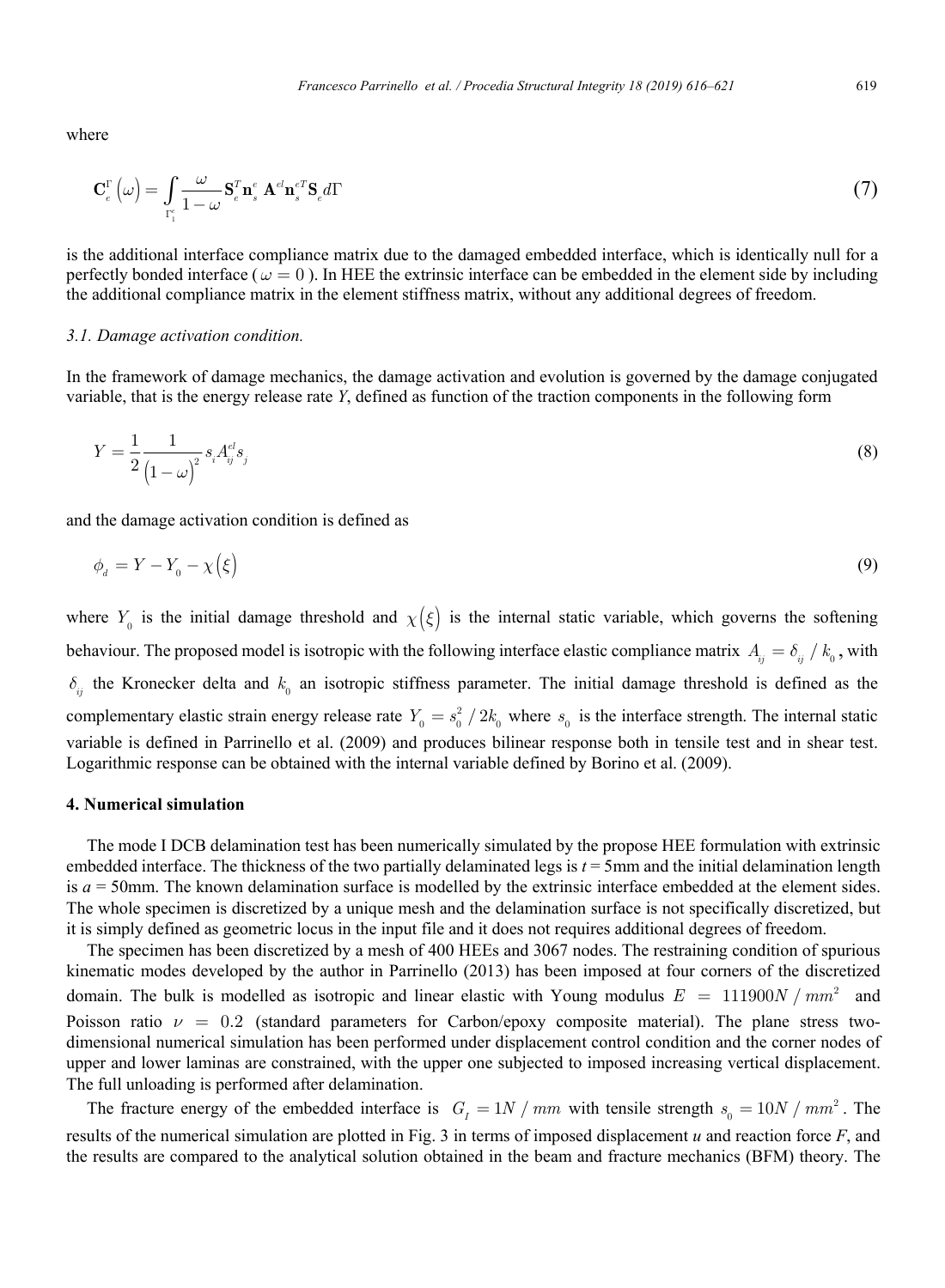where

$$\mathbf{C}_e^\Gamma\left(\omega\right) = \int_{\Gamma_1^e} \frac{\omega}{1-\omega} \mathbf{S}_e^T \mathbf{n}_s^e \, \mathbf{A}^{el} \mathbf{n}_s^{eT} \mathbf{S}_e d\Gamma \tag{7}$$

is the additional interface compliance matrix due to the damaged embedded interface, which is identically null for a perfectly bonded interface ( $\omega = 0$ ). In HEE the extrinsic interface can be embedded in the element side by including the additional compliance matrix in the element stiffness matrix, without any additional degrees of freedom.

### *3.1. Damage activation condition.*

In the framework of damage mechanics, the damage activation and evolution is governed by the damage conjugated variable, that is the energy release rate *Y*, defined as function of the traction components in the following form

$$Y = \frac{1}{2} \frac{1}{\left(1-\omega\right)^2} s_i A_{ij}^{el} s_j \tag{8}$$

and the damage activation condition is defined as

$$\phi_d = Y - Y_0 - \chi\left(\xi\right) \tag{9}$$

where $Y_0$ is the initial damage threshold and $\chi\left(\xi\right)$ is the internal static variable, which governs the softening behaviour. The proposed model is isotropic with the following interface elastic compliance matrix $A_{ij} = \delta_{ij} / k_0$, with $\delta_{ij}$ the Kronecker delta and $k_0$ an isotropic stiffness parameter. The initial damage threshold is defined as the complementary elastic strain energy release rate $Y_0 = s_0^2 / 2k_0$ where $s_0$ is the interface strength. The internal static variable is defined in Parrinello et al. (2009) and produces bilinear response both in tensile test and in shear test. Logarithmic response can be obtained with the internal variable defined by Borino et al. (2009).

## **4. Numerical simulation**

The mode I DCB delamination test has been numerically simulated by the propose HEE formulation with extrinsic embedded interface. The thickness of the two partially delaminated legs is *t* = 5mm and the initial delamination length is *a* = 50mm. The known delamination surface is modelled by the extrinsic interface embedded at the element sides. The whole specimen is discretized by a unique mesh and the delamination surface is not specifically discretized, but it is simply defined as geometric locus in the input file and it does not requires additional degrees of freedom.

The specimen has been discretized by a mesh of 400 HEEs and 3067 nodes. The restraining condition of spurious kinematic modes developed by the author in Parrinello (2013) has been imposed at four corners of the discretized domain. The bulk is modelled as isotropic and linear elastic with Young modulus $E = 111900 N / mm^2$ and Poisson ratio $\nu = 0.2$ (standard parameters for Carbon/epoxy composite material). The plane stress two-dimensional numerical simulation has been performed under displacement control condition and the corner nodes of upper and lower laminas are constrained, with the upper one subjected to imposed increasing vertical displacement. The full unloading is performed after delamination.

The fracture energy of the embedded interface is $G_I = 1 N / mm$ with tensile strength $s_0 = 10 N / mm^2$. The results of the numerical simulation are plotted in Fig. 3 in terms of imposed displacement *u* and reaction force *F*, and the results are compared to the analytical solution obtained in the beam and fracture mechanics (BFM) theory. The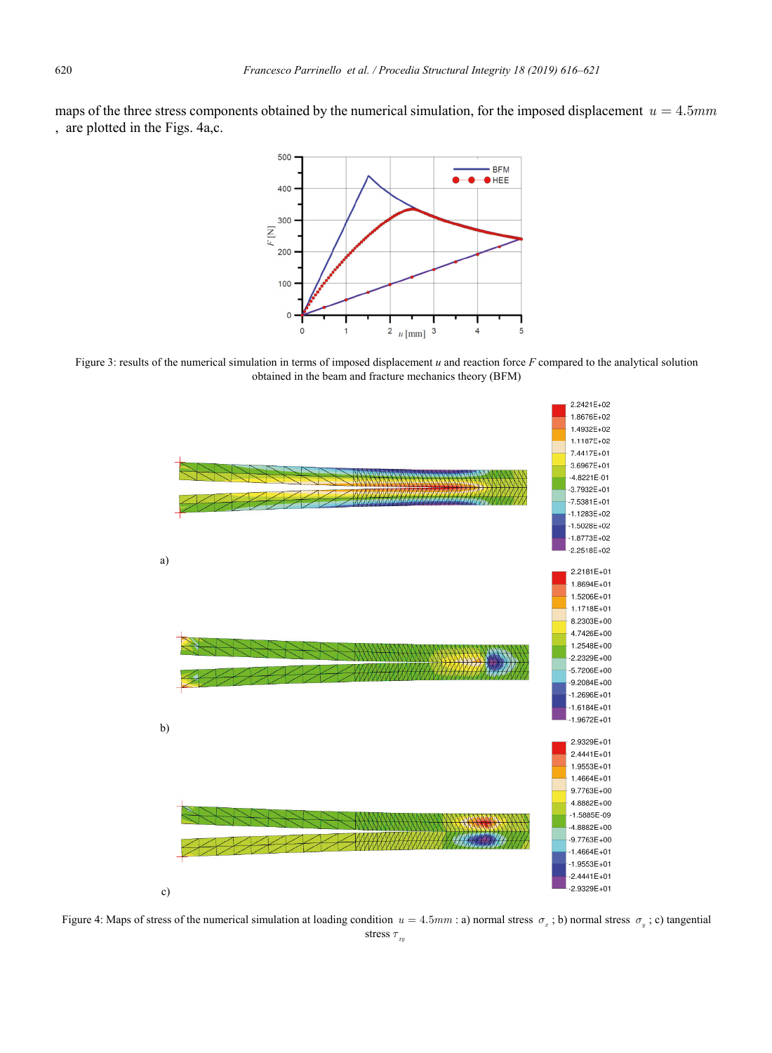maps of the three stress components obtained by the numerical simulation, for the imposed displacement $u = 4.5mm$, are plotted in the Figs. 4a,c.

Figure 3: results of the numerical simulation in terms of imposed displacement $u$ and reaction force $F$ compared to the analytical solution obtained in the beam and fracture mechanics theory (BFM)

Figure 4: Maps of stress of the numerical simulation at loading condition $u = 4.5mm$ : a) normal stress $\sigma_x$ ; b) normal stress $\sigma_y$ ; c) tangential stress $\tau_{xy}$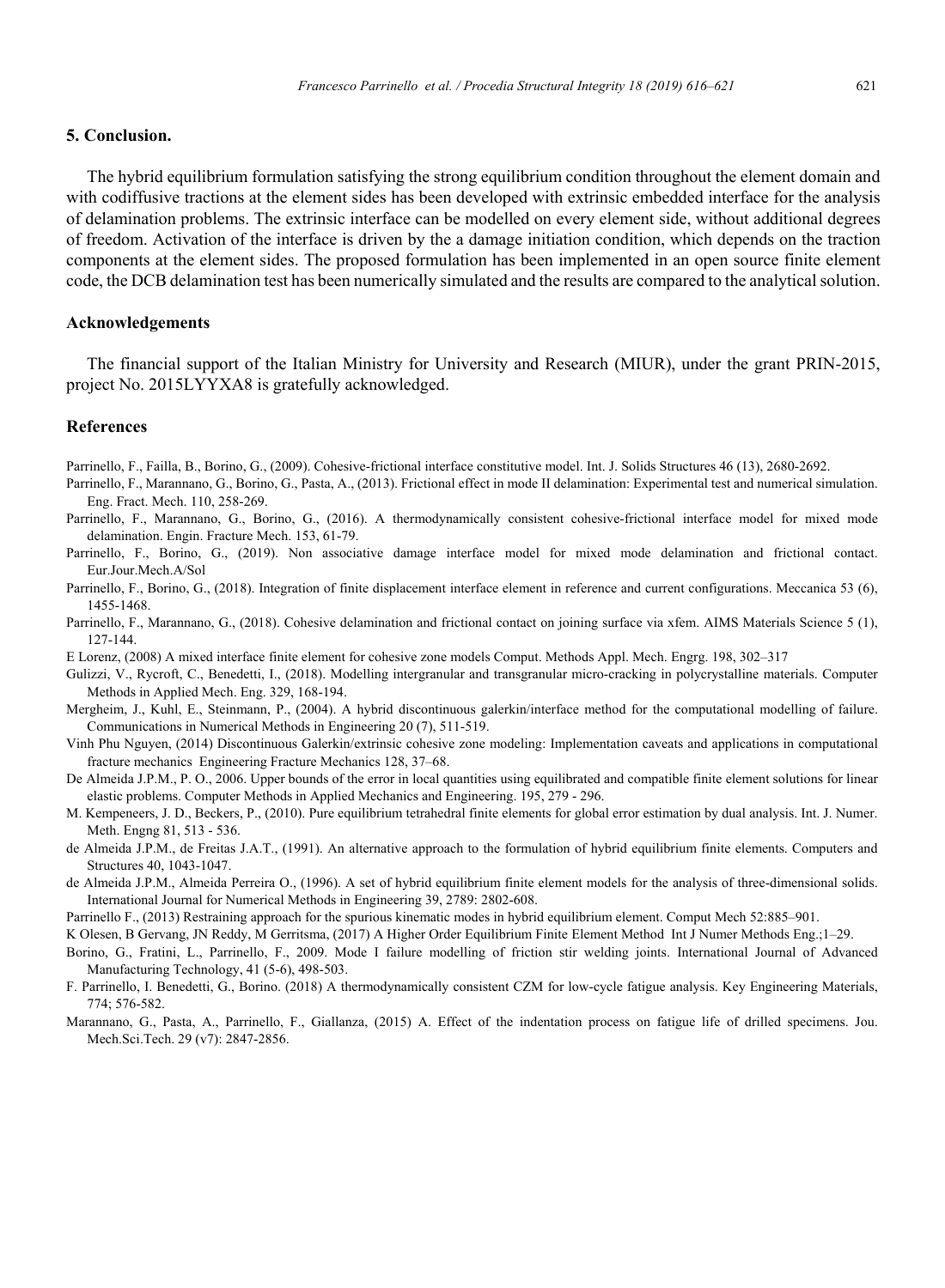## 5. Conclusion.

The hybrid equilibrium formulation satisfying the strong equilibrium condition throughout the element domain and with codiffusive tractions at the element sides has been developed with extrinsic embedded interface for the analysis of delamination problems. The extrinsic interface can be modelled on every element side, without additional degrees of freedom. Activation of the interface is driven by the a damage initiation condition, which depends on the traction components at the element sides. The proposed formulation has been implemented in an open source finite element code, the DCB delamination test has been numerically simulated and the results are compared to the analytical solution.

## Acknowledgements

The financial support of the Italian Ministry for University and Research (MIUR), under the grant PRIN-2015, project No. 2015LYYXA8 is gratefully acknowledged.

## References

Parrinello, F., Failla, B., Borino, G., (2009). Cohesive-frictional interface constitutive model. Int. J. Solids Structures 46 (13), 2680-2692.

Parrinello, F., Marannano, G., Borino, G., Pasta, A., (2013). Frictional effect in mode II delamination: Experimental test and numerical simulation. Eng. Fract. Mech. 110, 258-269.

Parrinello, F., Marannano, G., Borino, G., (2016). A thermodynamically consistent cohesive-frictional interface model for mixed mode delamination. Engin. Fracture Mech. 153, 61-79.

Parrinello, F., Borino, G., (2019). Non associative damage interface model for mixed mode delamination and frictional contact. Eur.Jour.Mech.A/Sol

Parrinello, F., Borino, G., (2018). Integration of finite displacement interface element in reference and current configurations. Meccanica 53 (6), 1455-1468.

Parrinello, F., Marannano, G., (2018). Cohesive delamination and frictional contact on joining surface via xfem. AIMS Materials Science 5 (1), 127-144.

E Lorenz, (2008) A mixed interface finite element for cohesive zone models Comput. Methods Appl. Mech. Engrg. 198, 302–317

Gulizzi, V., Rycroft, C., Benedetti, I., (2018). Modelling intergranular and transgranular micro-cracking in polycrystalline materials. Computer Methods in Applied Mech. Eng. 329, 168-194.

Mergheim, J., Kuhl, E., Steinmann, P., (2004). A hybrid discontinuous galerkin/interface method for the computational modelling of failure. Communications in Numerical Methods in Engineering 20 (7), 511-519.

Vinh Phu Nguyen, (2014) Discontinuous Galerkin/extrinsic cohesive zone modeling: Implementation caveats and applications in computational fracture mechanics Engineering Fracture Mechanics 128, 37–68.

De Almeida J.P.M., P. O., 2006. Upper bounds of the error in local quantities using equilibrated and compatible finite element solutions for linear elastic problems. Computer Methods in Applied Mechanics and Engineering. 195, 279 - 296.

M. Kempeneers, J. D., Beckers, P., (2010). Pure equilibrium tetrahedral finite elements for global error estimation by dual analysis. Int. J. Numer. Meth. Engng 81, 513 - 536.

de Almeida J.P.M., de Freitas J.A.T., (1991). An alternative approach to the formulation of hybrid equilibrium finite elements. Computers and Structures 40, 1043-1047.

de Almeida J.P.M., Almeida Perreira O., (1996). A set of hybrid equilibrium finite element models for the analysis of three-dimensional solids. International Journal for Numerical Methods in Engineering 39, 2789: 2802-608.

Parrinello F., (2013) Restraining approach for the spurious kinematic modes in hybrid equilibrium element. Comput Mech 52:885–901.

K Olesen, B Gervang, JN Reddy, M Gerritsma, (2017) A Higher Order Equilibrium Finite Element Method Int J Numer Methods Eng.;1–29.

Borino, G., Fratini, L., Parrinello, F., 2009. Mode I failure modelling of friction stir welding joints. International Journal of Advanced Manufacturing Technology, 41 (5-6), 498-503.

F. Parrinello, I. Benedetti, G., Borino. (2018) A thermodynamically consistent CZM for low-cycle fatigue analysis. Key Engineering Materials, 774; 576-582.

Marannano, G., Pasta, A., Parrinello, F., Giallanza, (2015) A. Effect of the indentation process on fatigue life of drilled specimens. Jou. Mech.Sci.Tech. 29 (v7): 2847-2856.